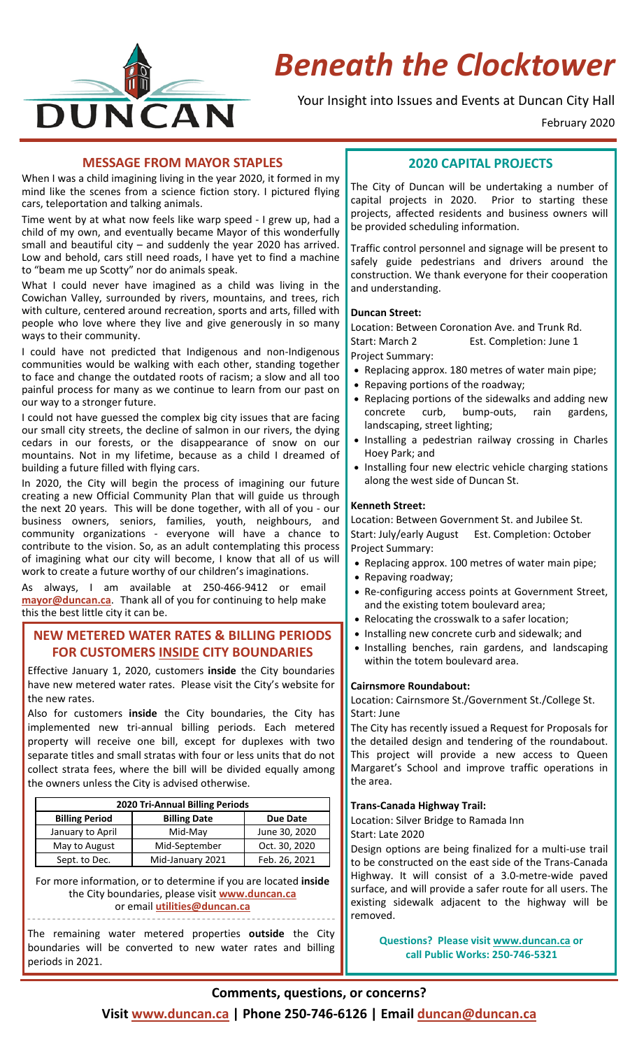# Beneath the Clocktower

Your Insight into Issues and Events at Duncan City Hall

February 2020

## MESSAGE FROM MAYOR STAPLES

When I was a child imagining living in the year 2020, it formed in my mind like the scenes from a science fiction story. I pictured flying cars, teleportation and talking animals.

Time went by at what now feels like warp speed - I grew up, had a child of my own, and eventually became Mayor of this wonderfully small and beautiful city – and suddenly the year 2020 has arrived. Low and behold, cars still need roads, I have yet to find a machine to "beam me up Scotty" nor do animals speak.

What I could never have imagined as a child was living in the Cowichan Valley, surrounded by rivers, mountains, and trees, rich with culture, centered around recreation, sports and arts, filled with people who love where they live and give generously in so many ways to their community.

I could have not predicted that Indigenous and non-Indigenous communities would be walking with each other, standing together to face and change the outdated roots of racism; a slow and all too painful process for many as we continue to learn from our past on our way to a stronger future.

I could not have guessed the complex big city issues that are facing our small city streets, the decline of salmon in our rivers, the dying cedars in our forests, or the disappearance of snow on our mountains. Not in my lifetime, because as a child I dreamed of building a future filled with flying cars.

In 2020, the City will begin the process of imagining our future creating a new Official Community Plan that will guide us through the next 20 years. This will be done together, with all of you - our business owners, seniors, families, youth, neighbours, and community organizations - everyone will have a chance to contribute to the vision. So, as an adult contemplating this process of imagining what our city will become, I know that all of us will work to create a future worthy of our children's imaginations.

As always, I am available at 250-466-9412 or email **mayor@duncan.ca**. Thank all of you for continuing to help make this the best little city it can be.

## NEW METERED WATER RATES & BILLING PERIODS FOR CUSTOMERS INSIDE CITY BOUNDARIES

Effective January 1, 2020, customers **inside** the City boundaries have new metered water rates. Please visit the City's website for the new rates.

Also for customers **inside** the City boundaries, the City has implemented new tri-annual billing periods. Each metered property will receive one bill, except for duplexes with two separate titles and small stratas with four or less units that do not collect strata fees, where the bill will be divided equally among the owners unless the City is advised otherwise.

| 2020 Tri-Annual Billing Periods | | |
|---|---|---|
| **Billing Period** | **Billing Date** | **Due Date** |
| January to April | Mid-May | June 30, 2020 |
| May to August | Mid-September | Oct. 30, 2020 |
| Sept. to Dec. | Mid-January 2021 | Feb. 26, 2021 |

For more information, or to determine if you are located **inside** the City boundaries, please visit **www.duncan.ca** or email **utilities@duncan.ca**

The remaining water metered properties **outside** the City boundaries will be converted to new water rates and billing periods in 2021.

## 2020 CAPITAL PROJECTS

The City of Duncan will be undertaking a number of capital projects in 2020. Prior to starting these projects, affected residents and business owners will be provided scheduling information.

Traffic control personnel and signage will be present to safely guide pedestrians and drivers around the construction. We thank everyone for their cooperation and understanding.

### Duncan Street:

Location: Between Coronation Ave. and Trunk Rd.
Start: March 2 Est. Completion: June 1
Project Summary:

- Replacing approx. 180 metres of water main pipe;
- Repaving portions of the roadway;
- Replacing portions of the sidewalks and adding new concrete curb, bump-outs, rain gardens, landscaping, street lighting;
- Installing a pedestrian railway crossing in Charles Hoey Park; and
- Installing four new electric vehicle charging stations along the west side of Duncan St.

### Kenneth Street:

Location: Between Government St. and Jubilee St.
Start: July/early August Est. Completion: October
Project Summary:

- Replacing approx. 100 metres of water main pipe;
- Repaving roadway;
- Re-configuring access points at Government Street, and the existing totem boulevard area;
- Relocating the crosswalk to a safer location;
- Installing new concrete curb and sidewalk; and
- Installing benches, rain gardens, and landscaping within the totem boulevard area.

### Cairnsmore Roundabout:

Location: Cairnsmore St./Government St./College St.
Start: June

The City has recently issued a Request for Proposals for the detailed design and tendering of the roundabout. This project will provide a new access to Queen Margaret's School and improve traffic operations in the area.

### Trans-Canada Highway Trail:

Location: Silver Bridge to Ramada Inn
Start: Late 2020

Design options are being finalized for a multi-use trail to be constructed on the east side of the Trans-Canada Highway. It will consist of a 3.0-metre-wide paved surface, and will provide a safer route for all users. The existing sidewalk adjacent to the highway will be removed.

**Questions? Please visit www.duncan.ca or call Public Works: 250-746-5321**

**Comments, questions, or concerns?**

**Visit www.duncan.ca | Phone 250-746-6126 | Email duncan@duncan.ca**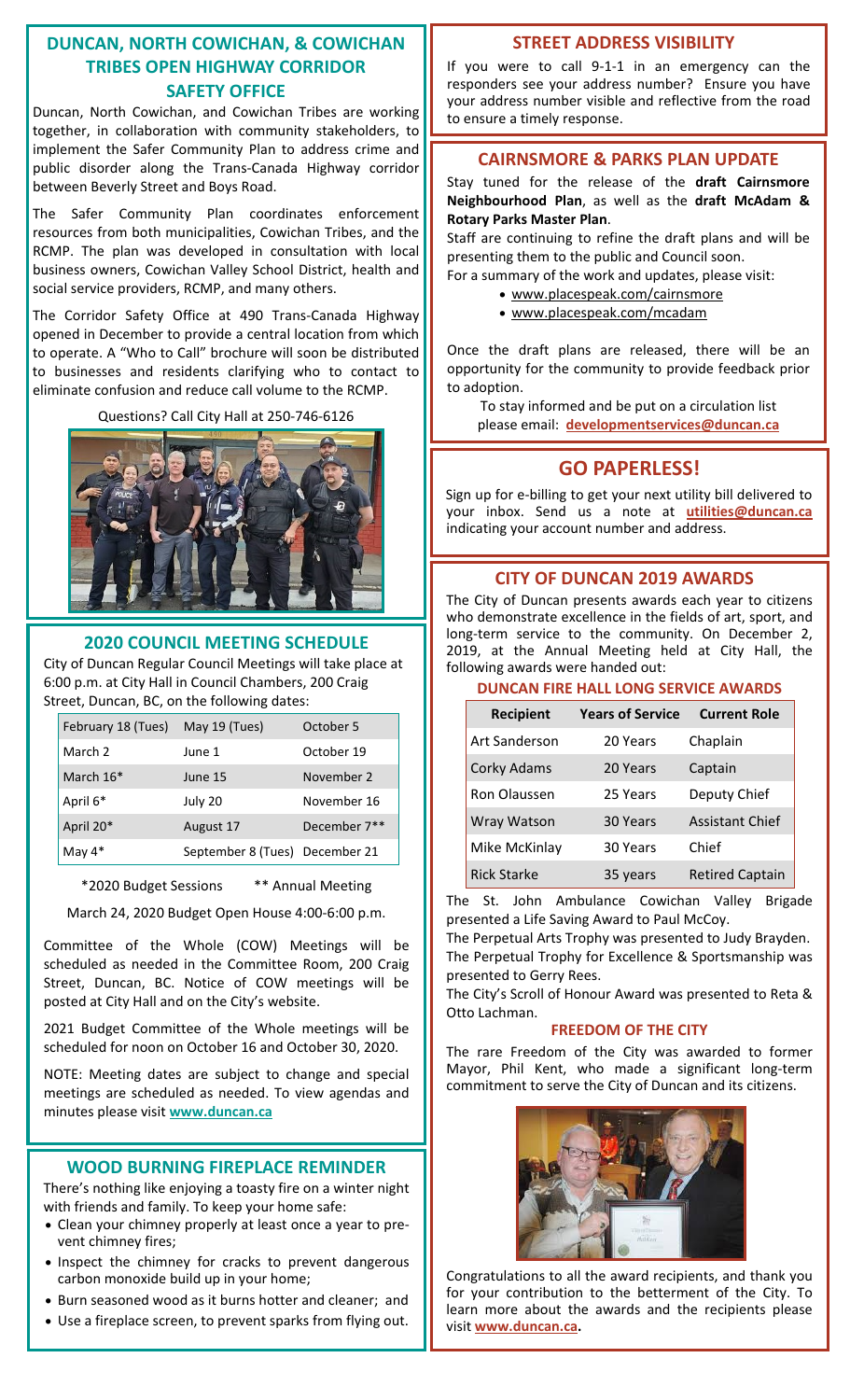## DUNCAN, NORTH COWICHAN, & COWICHAN TRIBES OPEN HIGHWAY CORRIDOR SAFETY OFFICE

Duncan, North Cowichan, and Cowichan Tribes are working together, in collaboration with community stakeholders, to implement the Safer Community Plan to address crime and public disorder along the Trans-Canada Highway corridor between Beverly Street and Boys Road.

The Safer Community Plan coordinates enforcement resources from both municipalities, Cowichan Tribes, and the RCMP. The plan was developed in consultation with local business owners, Cowichan Valley School District, health and social service providers, RCMP, and many others.

The Corridor Safety Office at 490 Trans-Canada Highway opened in December to provide a central location from which to operate. A "Who to Call" brochure will soon be distributed to businesses and residents clarifying who to contact to eliminate confusion and reduce call volume to the RCMP.

Questions? Call City Hall at 250-746-6126

## 2020 COUNCIL MEETING SCHEDULE

City of Duncan Regular Council Meetings will take place at 6:00 p.m. at City Hall in Council Chambers, 200 Craig Street, Duncan, BC, on the following dates:

| | | |
|---|---|---|
| February 18 (Tues) | May 19 (Tues) | October 5 |
| March 2 | June 1 | October 19 |
| March 16* | June 15 | November 2 |
| April 6* | July 20 | November 16 |
| April 20* | August 17 | December 7** |
| May 4* | September 8 (Tues) | December 21 |

*2020 Budget Sessions ** Annual Meeting

March 24, 2020 Budget Open House 4:00-6:00 p.m.

Committee of the Whole (COW) Meetings will be scheduled as needed in the Committee Room, 200 Craig Street, Duncan, BC. Notice of COW meetings will be posted at City Hall and on the City's website.

2021 Budget Committee of the Whole meetings will be scheduled for noon on October 16 and October 30, 2020.

NOTE: Meeting dates are subject to change and special meetings are scheduled as needed. To view agendas and minutes please visit **www.duncan.ca**

## WOOD BURNING FIREPLACE REMINDER

There's nothing like enjoying a toasty fire on a winter night with friends and family. To keep your home safe:

- Clean your chimney properly at least once a year to prevent chimney fires;
- Inspect the chimney for cracks to prevent dangerous carbon monoxide build up in your home;
- Burn seasoned wood as it burns hotter and cleaner; and
- Use a fireplace screen, to prevent sparks from flying out.

## STREET ADDRESS VISIBILITY

If you were to call 9-1-1 in an emergency can the responders see your address number? Ensure you have your address number visible and reflective from the road to ensure a timely response.

## CAIRNSMORE & PARKS PLAN UPDATE

Stay tuned for the release of the **draft Cairnsmore Neighbourhood Plan**, as well as the **draft McAdam & Rotary Parks Master Plan**.

Staff are continuing to refine the draft plans and will be presenting them to the public and Council soon.

For a summary of the work and updates, please visit:

- www.placespeak.com/cairnsmore
- www.placespeak.com/mcadam

Once the draft plans are released, there will be an opportunity for the community to provide feedback prior to adoption.

To stay informed and be put on a circulation list please email: **developmentservices@duncan.ca**

## GO PAPERLESS!

Sign up for e-billing to get your next utility bill delivered to your inbox. Send us a note at **utilities@duncan.ca** indicating your account number and address.

## CITY OF DUNCAN 2019 AWARDS

The City of Duncan presents awards each year to citizens who demonstrate excellence in the fields of art, sport, and long-term service to the community. On December 2, 2019, at the Annual Meeting held at City Hall, the following awards were handed out:

### DUNCAN FIRE HALL LONG SERVICE AWARDS

| Recipient | Years of Service | Current Role |
|---|---|---|
| Art Sanderson | 20 Years | Chaplain |
| Corky Adams | 20 Years | Captain |
| Ron Olaussen | 25 Years | Deputy Chief |
| Wray Watson | 30 Years | Assistant Chief |
| Mike McKinlay | 30 Years | Chief |
| Rick Starke | 35 years | Retired Captain |

The St. John Ambulance Cowichan Valley Brigade presented a Life Saving Award to Paul McCoy.

The Perpetual Arts Trophy was presented to Judy Brayden.

The Perpetual Trophy for Excellence & Sportsmanship was presented to Gerry Rees.

The City's Scroll of Honour Award was presented to Reta & Otto Lachman.

### FREEDOM OF THE CITY

The rare Freedom of the City was awarded to former Mayor, Phil Kent, who made a significant long-term commitment to serve the City of Duncan and its citizens.

Congratulations to all the award recipients, and thank you for your contribution to the betterment of the City. To learn more about the awards and the recipients please visit **www.duncan.ca.**